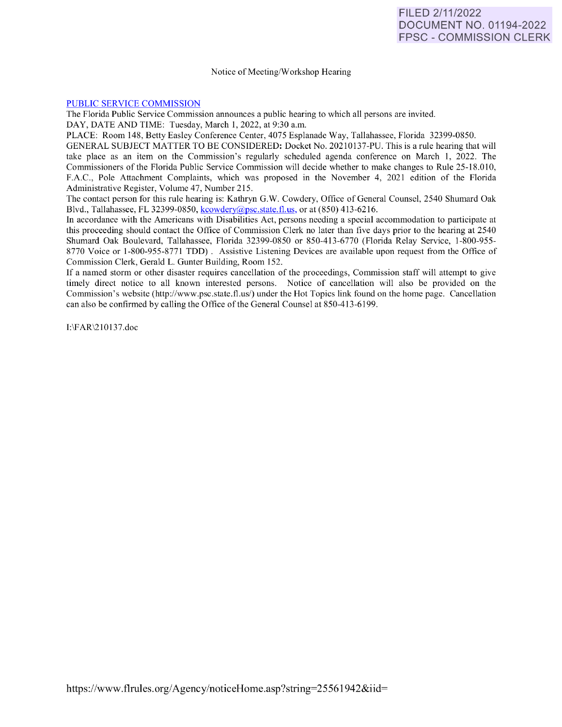FILED 2/11/2022
DOCUMENT NO. 01194-2022
FPSC - COMMISSION CLERK

Notice of Meeting/Workshop Hearing

PUBLIC SERVICE COMMISSION

The Florida Public Service Commission announces a public hearing to which all persons are invited.

DAY, DATE AND TIME: Tuesday, March 1, 2022, at 9:30 a.m.

PLACE: Room 148, Betty Easley Conference Center, 4075 Esplanade Way, Tallahassee, Florida 32399-0850.

GENERAL SUBJECT MATTER TO BE CONSIDERED: Docket No. 20210137-PU. This is a rule hearing that will take place as an item on the Commission's regularly scheduled agenda conference on March 1, 2022. The Commissioners of the Florida Public Service Commission will decide whether to make changes to Rule 25-18.010, F.A.C., Pole Attachment Complaints, which was proposed in the November 4, 2021 edition of the Florida Administrative Register, Volume 47, Number 215.

The contact person for this rule hearing is: Kathryn G.W. Cowdery, Office of General Counsel, 2540 Shumard Oak Blvd., Tallahassee, FL 32399-0850, kcowdery@psc.state.fl.us, or at (850) 413-6216.

In accordance with the Americans with Disabilities Act, persons needing a special accommodation to participate at this proceeding should contact the Office of Commission Clerk no later than five days prior to the hearing at 2540 Shumard Oak Boulevard, Tallahassee, Florida 32399-0850 or 850-413-6770 (Florida Relay Service, 1-800-955-8770 Voice or 1-800-955-8771 TDD) . Assistive Listening Devices are available upon request from the Office of Commission Clerk, Gerald L. Gunter Building, Room 152.

If a named storm or other disaster requires cancellation of the proceedings, Commission staff will attempt to give timely direct notice to all known interested persons. Notice of cancellation will also be provided on the Commission's website (http://www.psc.state.fl.us/) under the Hot Topics link found on the home page. Cancellation can also be confirmed by calling the Office of the General Counsel at 850-413-6199.

I:\FAR\210137.doc

https://www.flrules.org/Agency/noticeHome.asp?string=25561942&iid=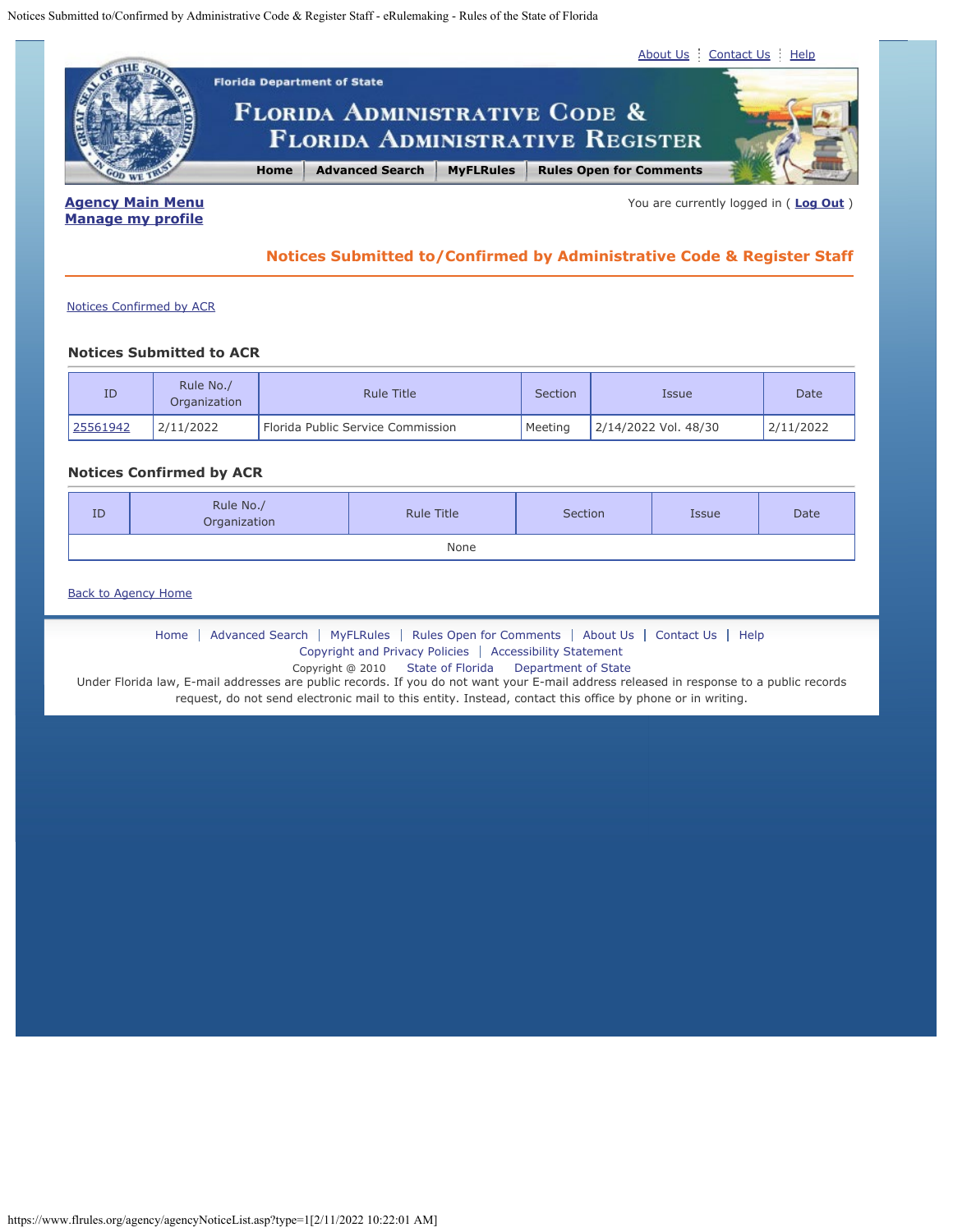About Us | Contact Us | Help

Florida Department of State

# Florida Administrative Code & Florida Administrative Register

Home | Advanced Search | MyFLRules | Rules Open for Comments

**Agency Main Menu**
**Manage my profile**

You are currently logged in ( **Log Out** )

## Notices Submitted to/Confirmed by Administrative Code & Register Staff

Notices Confirmed by ACR

### Notices Submitted to ACR

| ID | Rule No./ Organization | Rule Title | Section | Issue | Date |
|---|---|---|---|---|---|
| 25561942 | 2/11/2022 | Florida Public Service Commission | Meeting | 2/14/2022 Vol. 48/30 | 2/11/2022 |

### Notices Confirmed by ACR

| ID | Rule No./ Organization | Rule Title | Section | Issue | Date |
|---|---|---|---|---|---|
| None | | | | | |

Back to Agency Home

Home | Advanced Search | MyFLRules | Rules Open for Comments | About Us | Contact Us | Help

Copyright and Privacy Policies | Accessibility Statement

Copyright @ 2010 State of Florida Department of State

Under Florida law, E-mail addresses are public records. If you do not want your E-mail address released in response to a public records request, do not send electronic mail to this entity. Instead, contact this office by phone or in writing.